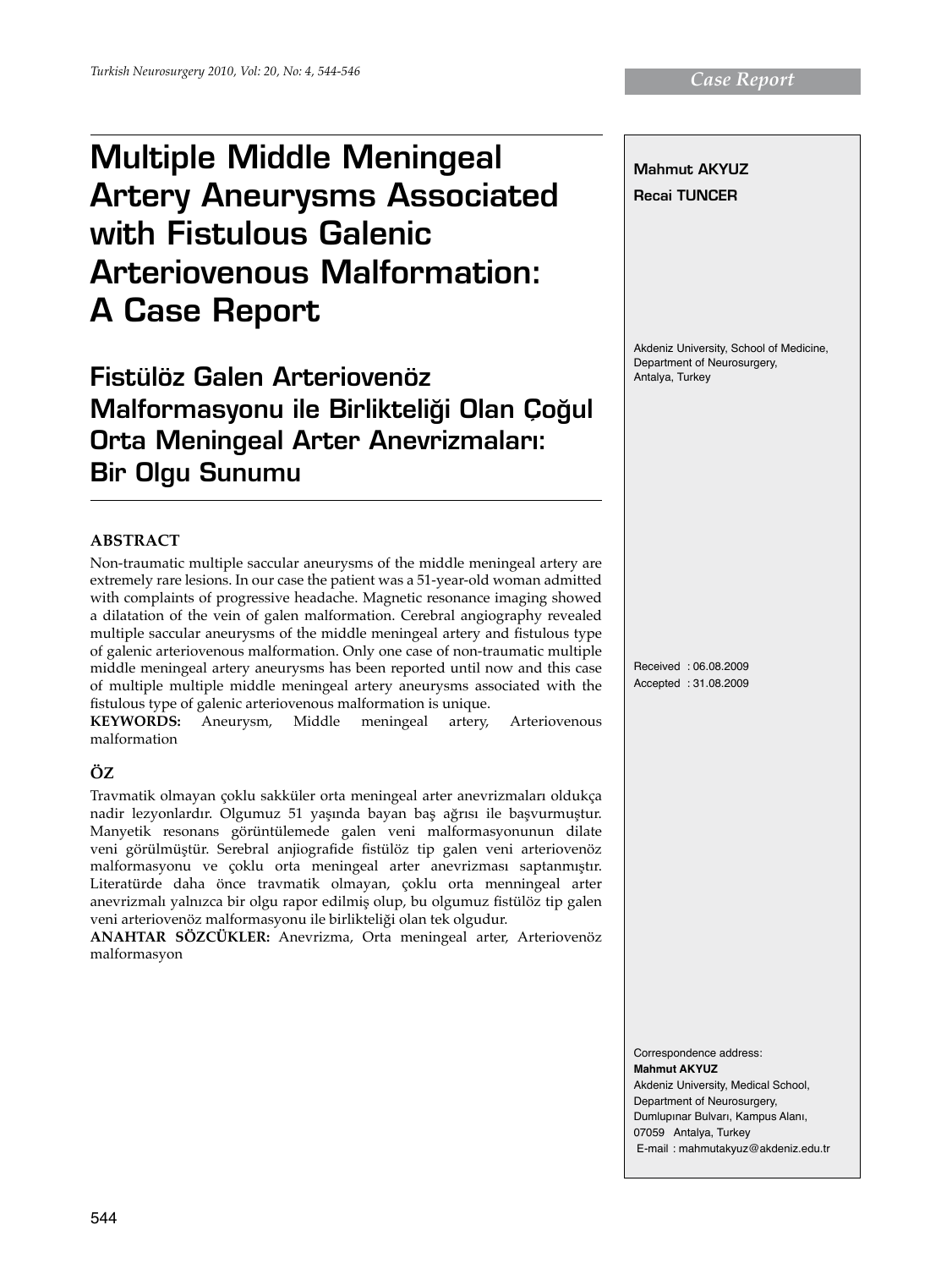*Case Report*

# Multiple Middle Meningeal Artery Aneurysms Associated with Fistulous Galenic Arteriovenous Malformation: A Case Report

## Fistülöz Galen Arteriovenöz Malformasyonu ile Birlikteliği Olan Çoğul Orta Meningeal Arter Anevrizmaları: Bir Olgu Sunumu

**Mahmut AKYUZ**

**Recai TUNCER**

Akdeniz University, School of Medicine, Department of Neurosurgery, Antalya, Turkey

Received : 06.08.2009

Accepted : 31.08.2009

### ABSTRACT

Non-traumatic multiple saccular aneurysms of the middle meningeal artery are extremely rare lesions. In our case the patient was a 51-year-old woman admitted with complaints of progressive headache. Magnetic resonance imaging showed a dilatation of the vein of galen malformation. Cerebral angiography revealed multiple saccular aneurysms of the middle meningeal artery and fistulous type of galenic arteriovenous malformation. Only one case of non-traumatic multiple middle meningeal artery aneurysms has been reported until now and this case of multiple multiple middle meningeal artery aneurysms associated with the fistulous type of galenic arteriovenous malformation is unique.

**KEYWORDS:** Aneurysm, Middle meningeal artery, Arteriovenous malformation

### ÖZ

Travmatik olmayan çoklu sakküler orta meningeal arter anevrizmaları oldukça nadir lezyonlardır. Olgumuz 51 yaşında bayan baş ağrısı ile başvurmuştur. Manyetik resonans görüntülemede galen veni malformasyonunun dilate veni görülmüştür. Serebral anjiografide fistülöz tip galen veni arteriovenöz malformasyonu ve çoklu orta meningeal arter anevrizması saptanmıştır. Literatürde daha önce travmatik olmayan, çoklu orta menningeal arter anevrizmalı yalnızca bir olgu rapor edilmiş olup, bu olgumuz fistülöz tip galen veni arteriovenöz malformasyonu ile birlikteliği olan tek olgudur.

**ANAHTAR SÖZCÜKLER:** Anevrizma, Orta meningeal arter, Arteriovenöz malformasyon

Correspondence address:
**Mahmut AKYUZ**
Akdeniz University, Medical School, Department of Neurosurgery, Dumlupınar Bulvarı, Kampus Alanı, 07059 Antalya, Turkey
E-mail : mahmutakyuz@akdeniz.edu.tr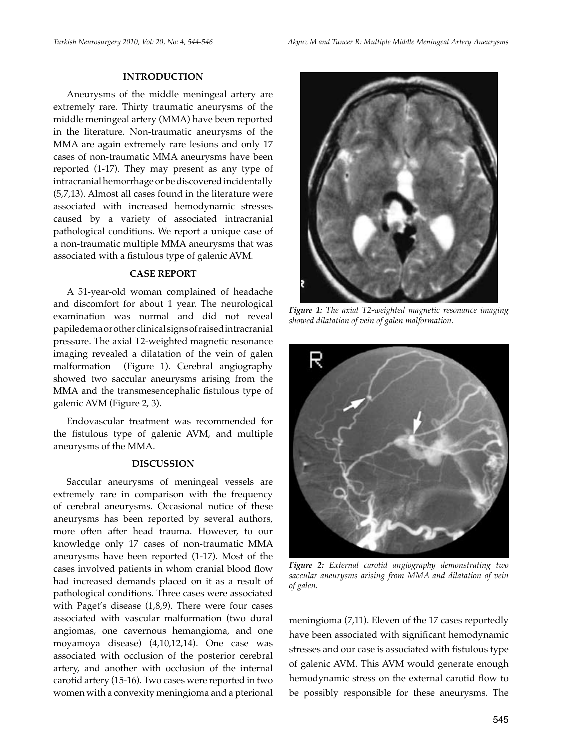## INTRODUCTION

Aneurysms of the middle meningeal artery are extremely rare. Thirty traumatic aneurysms of the middle meningeal artery (MMA) have been reported in the literature. Non-traumatic aneurysms of the MMA are again extremely rare lesions and only 17 cases of non-traumatic MMA aneurysms have been reported (1-17). They may present as any type of intracranial hemorrhage or be discovered incidentally (5,7,13). Almost all cases found in the literature were associated with increased hemodynamic stresses caused by a variety of associated intracranial pathological conditions. We report a unique case of a non-traumatic multiple MMA aneurysms that was associated with a fistulous type of galenic AVM.

## CASE REPORT

A 51-year-old woman complained of headache and discomfort for about 1 year. The neurological examination was normal and did not reveal papiledema or other clinical signs of raised intracranial pressure. The axial T2-weighted magnetic resonance imaging revealed a dilatation of the vein of galen malformation (Figure 1). Cerebral angiography showed two saccular aneurysms arising from the MMA and the transmesencephalic fistulous type of galenic AVM (Figure 2, 3).

Endovascular treatment was recommended for the fistulous type of galenic AVM, and multiple aneurysms of the MMA.

## DISCUSSION

Saccular aneurysms of meningeal vessels are extremely rare in comparison with the frequency of cerebral aneurysms. Occasional notice of these aneurysms has been reported by several authors, more often after head trauma. However, to our knowledge only 17 cases of non-traumatic MMA aneurysms have been reported (1-17). Most of the cases involved patients in whom cranial blood flow had increased demands placed on it as a result of pathological conditions. Three cases were associated with Paget's disease (1,8,9). There were four cases associated with vascular malformation (two dural angiomas, one cavernous hemangioma, and one moyamoya disease) (4,10,12,14). One case was associated with occlusion of the posterior cerebral artery, and another with occlusion of the internal carotid artery (15-16). Two cases were reported in two women with a convexity meningioma and a pterional meningioma (7,11). Eleven of the 17 cases reportedly have been associated with significant hemodynamic stresses and our case is associated with fistulous type of galenic AVM. This AVM would generate enough hemodynamic stress on the external carotid flow to be possibly responsible for these aneurysms. The

*Figure 1: The axial T2-weighted magnetic resonance imaging showed dilatation of vein of galen malformation.*

*Figure 2: External carotid angiography demonstrating two saccular aneurysms arising from MMA and dilatation of vein of galen.*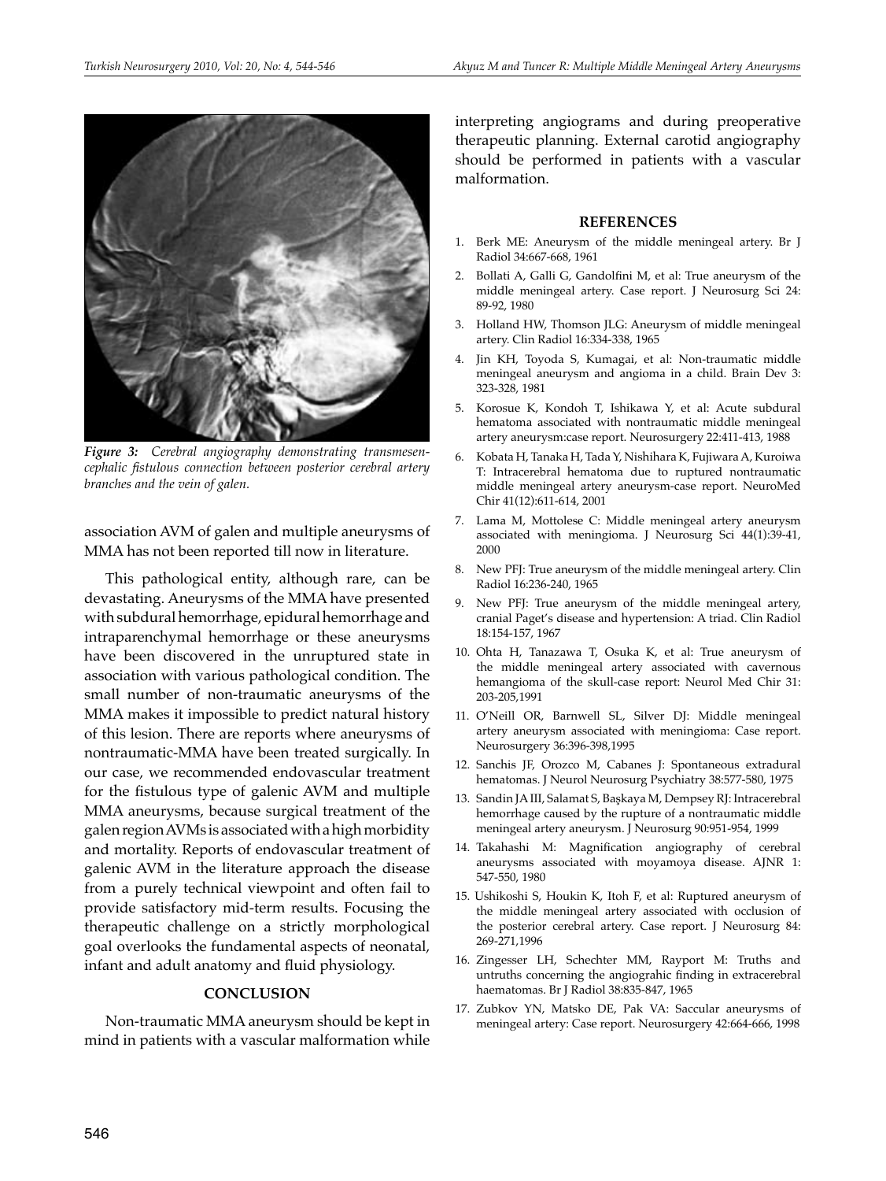*Figure 3: Cerebral angiography demonstrating transmesencephalic fistulous connection between posterior cerebral artery branches and the vein of galen.*

association AVM of galen and multiple aneurysms of MMA has not been reported till now in literature.

This pathological entity, although rare, can be devastating. Aneurysms of the MMA have presented with subdural hemorrhage, epidural hemorrhage and intraparenchymal hemorrhage or these aneurysms have been discovered in the unruptured state in association with various pathological condition. The small number of non-traumatic aneurysms of the MMA makes it impossible to predict natural history of this lesion. There are reports where aneurysms of nontraumatic-MMA have been treated surgically. In our case, we recommended endovascular treatment for the fistulous type of galenic AVM and multiple MMA aneurysms, because surgical treatment of the galen region AVMs is associated with a high morbidity and mortality. Reports of endovascular treatment of galenic AVM in the literature approach the disease from a purely technical viewpoint and often fail to provide satisfactory mid-term results. Focusing the therapeutic challenge on a strictly morphological goal overlooks the fundamental aspects of neonatal, infant and adult anatomy and fluid physiology.

## CONCLUSION

Non-traumatic MMA aneurysm should be kept in mind in patients with a vascular malformation while interpreting angiograms and during preoperative therapeutic planning. External carotid angiography should be performed in patients with a vascular malformation.

## REFERENCES

1. Berk ME: Aneurysm of the middle meningeal artery. Br J Radiol 34:667-668, 1961
2. Bollati A, Galli G, Gandolfini M, et al: True aneurysm of the middle meningeal artery. Case report. J Neurosurg Sci 24: 89-92, 1980
3. Holland HW, Thomson JLG: Aneurysm of middle meningeal artery. Clin Radiol 16:334-338, 1965
4. Jin KH, Toyoda S, Kumagai, et al: Non-traumatic middle meningeal aneurysm and angioma in a child. Brain Dev 3: 323-328, 1981
5. Korosue K, Kondoh T, Ishikawa Y, et al: Acute subdural hematoma associated with nontraumatic middle meningeal artery aneurysm:case report. Neurosurgery 22:411-413, 1988
6. Kobata H, Tanaka H, Tada Y, Nishihara K, Fujiwara A, Kuroiwa T: Intracerebral hematoma due to ruptured nontraumatic middle meningeal artery aneurysm-case report. NeuroMed Chir 41(12):611-614, 2001
7. Lama M, Mottolese C: Middle meningeal artery aneurysm associated with meningioma. J Neurosurg Sci 44(1):39-41, 2000
8. New PFJ: True aneurysm of the middle meningeal artery. Clin Radiol 16:236-240, 1965
9. New PFJ: True aneurysm of the middle meningeal artery, cranial Paget's disease and hypertension: A triad. Clin Radiol 18:154-157, 1967
10. Ohta H, Tanazawa T, Osuka K, et al: True aneurysm of the middle meningeal artery associated with cavernous hemangioma of the skull-case report: Neurol Med Chir 31: 203-205,1991
11. O'Neill OR, Barnwell SL, Silver DJ: Middle meningeal artery aneurysm associated with meningioma: Case report. Neurosurgery 36:396-398,1995
12. Sanchis JF, Orozco M, Cabanes J: Spontaneous extradural hematomas. J Neurol Neurosurg Psychiatry 38:577-580, 1975
13. Sandin JA III, Salamat S, Başkaya M, Dempsey RJ: Intracerebral hemorrhage caused by the rupture of a nontraumatic middle meningeal artery aneurysm. J Neurosurg 90:951-954, 1999
14. Takahashi M: Magnification angiography of cerebral aneurysms associated with moyamoya disease. AJNR 1: 547-550, 1980
15. Ushikoshi S, Houkin K, Itoh F, et al: Ruptured aneurysm of the middle meningeal artery associated with occlusion of the posterior cerebral artery. Case report. J Neurosurg 84: 269-271,1996
16. Zingesser LH, Schechter MM, Rayport M: Truths and untruths concerning the angiograhic finding in extracerebral haematomas. Br J Radiol 38:835-847, 1965
17. Zubkov YN, Matsko DE, Pak VA: Saccular aneurysms of meningeal artery: Case report. Neurosurgery 42:664-666, 1998